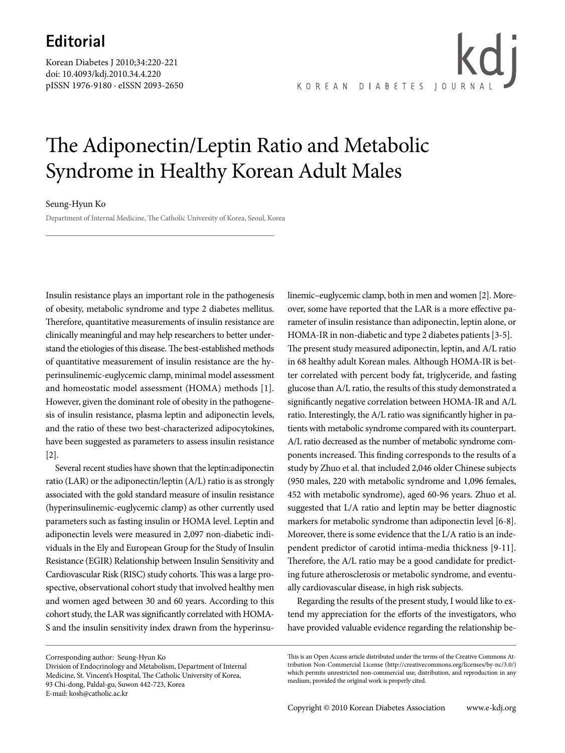## Editorial

doi: 10.4093/kdj.2010.34.4.220
pISSN 1976-9180 · eISSN 2093-2650

# The Adiponectin/Leptin Ratio and Metabolic Syndrome in Healthy Korean Adult Males

Seung-Hyun Ko

Department of Internal Medicine, The Catholic University of Korea, Seoul, Korea

Insulin resistance plays an important role in the pathogenesis of obesity, metabolic syndrome and type 2 diabetes mellitus. Therefore, quantitative measurements of insulin resistance are clinically meaningful and may help researchers to better understand the etiologies of this disease. The best-established methods of quantitative measurement of insulin resistance are the hyperinsulinemic-euglycemic clamp, minimal model assessment and homeostatic model assessment (HOMA) methods [1]. However, given the dominant role of obesity in the pathogenesis of insulin resistance, plasma leptin and adiponectin levels, and the ratio of these two best-characterized adipocytokines, have been suggested as parameters to assess insulin resistance [2].

Several recent studies have shown that the leptin:adiponectin ratio (LAR) or the adiponectin/leptin (A/L) ratio is as strongly associated with the gold standard measure of insulin resistance (hyperinsulinemic-euglycemic clamp) as other currently used parameters such as fasting insulin or HOMA level. Leptin and adiponectin levels were measured in 2,097 non-diabetic individuals in the Ely and European Group for the Study of Insulin Resistance (EGIR) Relationship between Insulin Sensitivity and Cardiovascular Risk (RISC) study cohorts. This was a large prospective, observational cohort study that involved healthy men and women aged between 30 and 60 years. According to this cohort study, the LAR was significantly correlated with HOMA-S and the insulin sensitivity index drawn from the hyperinsulinemic–euglycemic clamp, both in men and women [2]. Moreover, some have reported that the LAR is a more effective parameter of insulin resistance than adiponectin, leptin alone, or HOMA-IR in non-diabetic and type 2 diabetes patients [3-5]. The present study measured adiponectin, leptin, and A/L ratio in 68 healthy adult Korean males. Although HOMA-IR is better correlated with percent body fat, triglyceride, and fasting glucose than A/L ratio, the results of this study demonstrated a significantly negative correlation between HOMA-IR and A/L ratio. Interestingly, the A/L ratio was significantly higher in patients with metabolic syndrome compared with its counterpart. A/L ratio decreased as the number of metabolic syndrome components increased. This finding corresponds to the results of a study by Zhuo et al. that included 2,046 older Chinese subjects (950 males, 220 with metabolic syndrome and 1,096 females, 452 with metabolic syndrome), aged 60-96 years. Zhuo et al. suggested that L/A ratio and leptin may be better diagnostic markers for metabolic syndrome than adiponectin level [6-8]. Moreover, there is some evidence that the L/A ratio is an independent predictor of carotid intima-media thickness [9-11]. Therefore, the A/L ratio may be a good candidate for predicting future atherosclerosis or metabolic syndrome, and eventually cardiovascular disease, in high risk subjects.

Regarding the results of the present study, I would like to extend my appreciation for the efforts of the investigators, who have provided valuable evidence regarding the relationship be-

---

Corresponding author: Seung-Hyun Ko
Division of Endocrinology and Metabolism, Department of Internal Medicine, St. Vincent's Hospital, The Catholic University of Korea, 93 Chi-dong, Paldal-gu, Suwon 442-723, Korea
E-mail: kosh@catholic.ac.kr

This is an Open Access article distributed under the terms of the Creative Commons Attribution Non-Commercial License (http://creativecommons.org/licenses/by-nc/3.0/) which permits unrestricted non-commercial use, distribution, and reproduction in any medium, provided the original work is properly cited.

Copyright © 2010 Korean Diabetes Association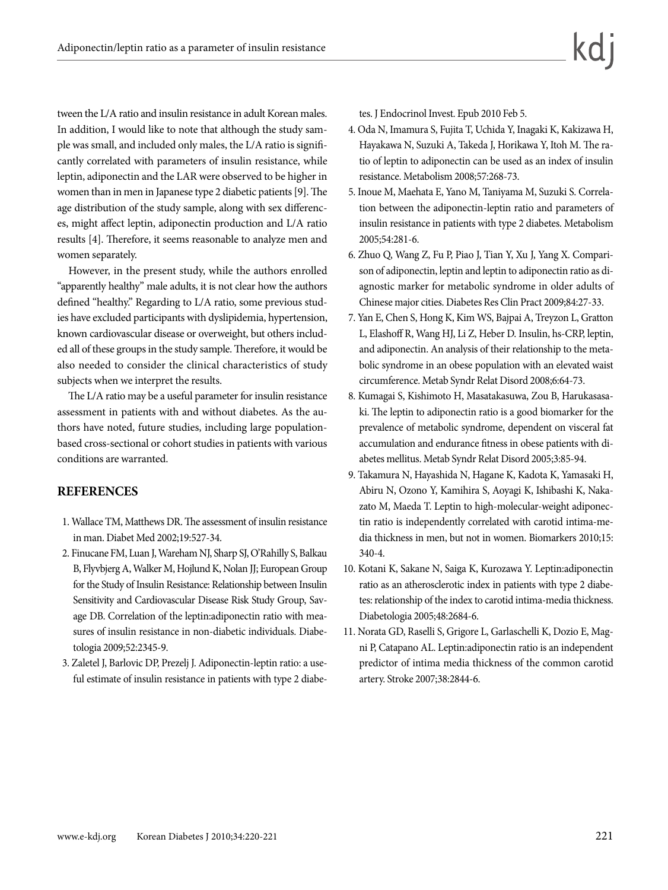tween the L/A ratio and insulin resistance in adult Korean males. In addition, I would like to note that although the study sample was small, and included only males, the L/A ratio is significantly correlated with parameters of insulin resistance, while leptin, adiponectin and the LAR were observed to be higher in women than in men in Japanese type 2 diabetic patients [9]. The age distribution of the study sample, along with sex differences, might affect leptin, adiponectin production and L/A ratio results [4]. Therefore, it seems reasonable to analyze men and women separately.

However, in the present study, while the authors enrolled "apparently healthy" male adults, it is not clear how the authors defined "healthy." Regarding to L/A ratio, some previous studies have excluded participants with dyslipidemia, hypertension, known cardiovascular disease or overweight, but others included all of these groups in the study sample. Therefore, it would be also needed to consider the clinical characteristics of study subjects when we interpret the results.

The L/A ratio may be a useful parameter for insulin resistance assessment in patients with and without diabetes. As the authors have noted, future studies, including large population-based cross-sectional or cohort studies in patients with various conditions are warranted.

## REFERENCES

1. Wallace TM, Matthews DR. The assessment of insulin resistance in man. Diabet Med 2002;19:527-34.
2. Finucane FM, Luan J, Wareham NJ, Sharp SJ, O'Rahilly S, Balkau B, Flyvbjerg A, Walker M, Hojlund K, Nolan JJ; European Group for the Study of Insulin Resistance: Relationship between Insulin Sensitivity and Cardiovascular Disease Risk Study Group, Savage DB. Correlation of the leptin:adiponectin ratio with measures of insulin resistance in non-diabetic individuals. Diabetologia 2009;52:2345-9.
3. Zaletel J, Barlovic DP, Prezelj J. Adiponectin-leptin ratio: a useful estimate of insulin resistance in patients with type 2 diabetes. J Endocrinol Invest. Epub 2010 Feb 5.
4. Oda N, Imamura S, Fujita T, Uchida Y, Inagaki K, Kakizawa H, Hayakawa N, Suzuki A, Takeda J, Horikawa Y, Itoh M. The ratio of leptin to adiponectin can be used as an index of insulin resistance. Metabolism 2008;57:268-73.
5. Inoue M, Maehata E, Yano M, Taniyama M, Suzuki S. Correlation between the adiponectin-leptin ratio and parameters of insulin resistance in patients with type 2 diabetes. Metabolism 2005;54:281-6.
6. Zhuo Q, Wang Z, Fu P, Piao J, Tian Y, Xu J, Yang X. Comparison of adiponectin, leptin and leptin to adiponectin ratio as diagnostic marker for metabolic syndrome in older adults of Chinese major cities. Diabetes Res Clin Pract 2009;84:27-33.
7. Yan E, Chen S, Hong K, Kim WS, Bajpai A, Treyzon L, Gratton L, Elashoff R, Wang HJ, Li Z, Heber D. Insulin, hs-CRP, leptin, and adiponectin. An analysis of their relationship to the metabolic syndrome in an obese population with an elevated waist circumference. Metab Syndr Relat Disord 2008;6:64-73.
8. Kumagai S, Kishimoto H, Masatakasuwa, Zou B, Harukasasaki. The leptin to adiponectin ratio is a good biomarker for the prevalence of metabolic syndrome, dependent on visceral fat accumulation and endurance fitness in obese patients with diabetes mellitus. Metab Syndr Relat Disord 2005;3:85-94.
9. Takamura N, Hayashida N, Hagane K, Kadota K, Yamasaki H, Abiru N, Ozono Y, Kamihira S, Aoyagi K, Ishibashi K, Nakazato M, Maeda T. Leptin to high-molecular-weight adiponectin ratio is independently correlated with carotid intima-media thickness in men, but not in women. Biomarkers 2010;15:340-4.
10. Kotani K, Sakane N, Saiga K, Kurozawa Y. Leptin:adiponectin ratio as an atherosclerotic index in patients with type 2 diabetes: relationship of the index to carotid intima-media thickness. Diabetologia 2005;48:2684-6.
11. Norata GD, Raselli S, Grigore L, Garlaschelli K, Dozio E, Magni P, Catapano AL. Leptin:adiponectin ratio is an independent predictor of intima media thickness of the common carotid artery. Stroke 2007;38:2844-6.